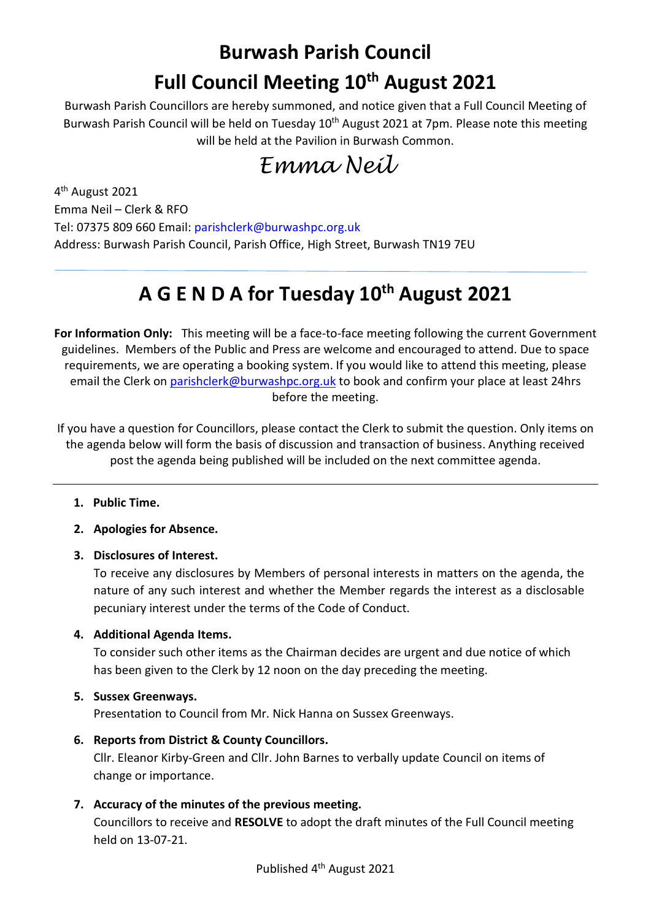# Burwash Parish Council

# Full Council Meeting 10th August 2021

Burwash Parish Councillors are hereby summoned, and notice given that a Full Council Meeting of Burwash Parish Council will be held on Tuesday 10th August 2021 at 7pm. Please note this meeting will be held at the Pavilion in Burwash Common.

*Emma Neil*

4th August 2021
Emma Neil – Clerk & RFO
Tel: 07375 809 660 Email: parishclerk@burwashpc.org.uk
Address: Burwash Parish Council, Parish Office, High Street, Burwash TN19 7EU

---

# A G E N D A for Tuesday 10th August 2021

**For Information Only:** This meeting will be a face-to-face meeting following the current Government guidelines. Members of the Public and Press are welcome and encouraged to attend. Due to space requirements, we are operating a booking system. If you would like to attend this meeting, please email the Clerk on parishclerk@burwashpc.org.uk to book and confirm your place at least 24hrs before the meeting.

If you have a question for Councillors, please contact the Clerk to submit the question. Only items on the agenda below will form the basis of discussion and transaction of business. Anything received post the agenda being published will be included on the next committee agenda.

---

1. **Public Time.**
2. **Apologies for Absence.**
3. **Disclosures of Interest.**
   To receive any disclosures by Members of personal interests in matters on the agenda, the nature of any such interest and whether the Member regards the interest as a disclosable pecuniary interest under the terms of the Code of Conduct.
4. **Additional Agenda Items.**
   To consider such other items as the Chairman decides are urgent and due notice of which has been given to the Clerk by 12 noon on the day preceding the meeting.
5. **Sussex Greenways.**
   Presentation to Council from Mr. Nick Hanna on Sussex Greenways.
6. **Reports from District & County Councillors.**
   Cllr. Eleanor Kirby-Green and Cllr. John Barnes to verbally update Council on items of change or importance.
7. **Accuracy of the minutes of the previous meeting.**
   Councillors to receive and **RESOLVE** to adopt the draft minutes of the Full Council meeting held on 13-07-21.

Published 4th August 2021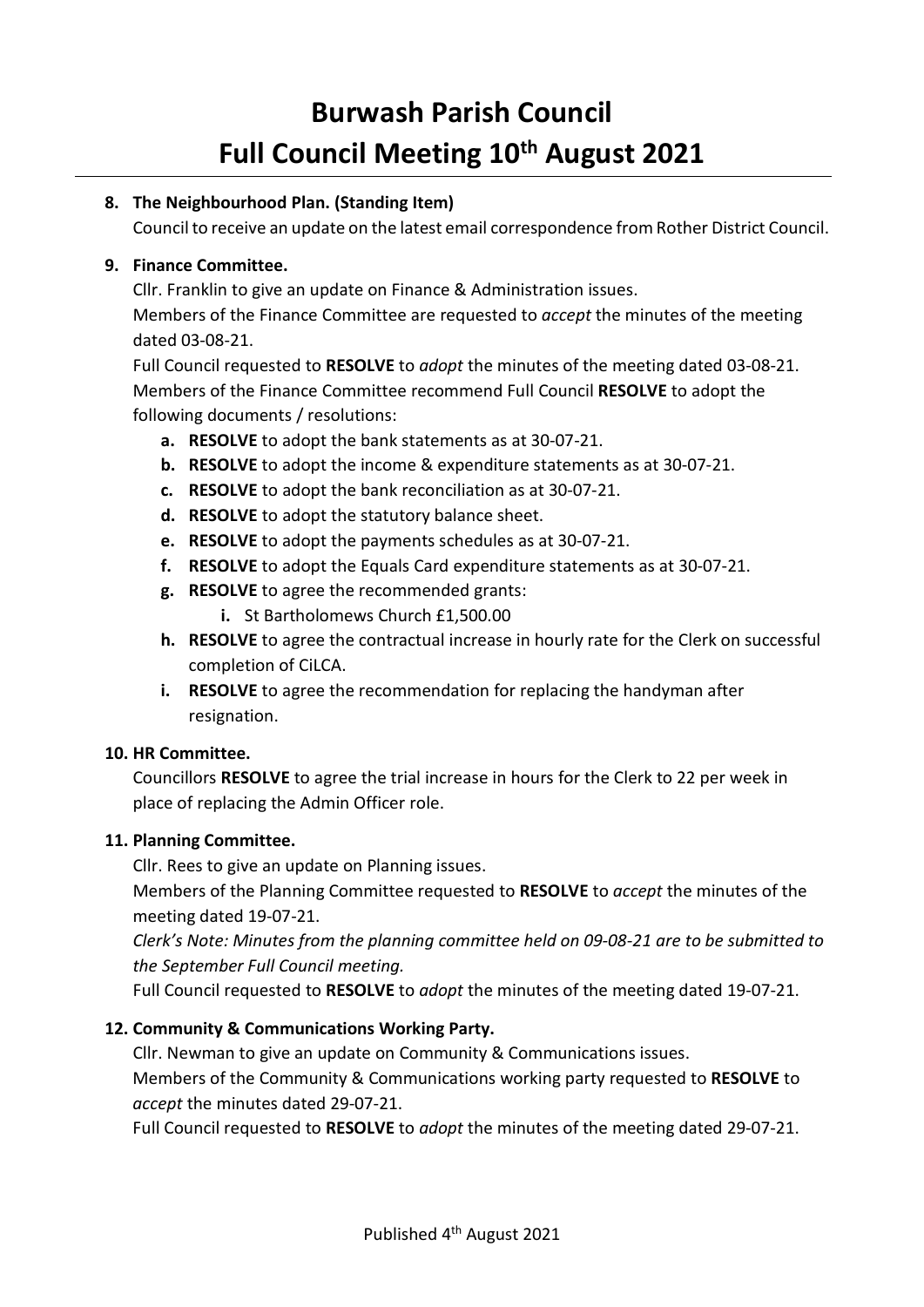# Burwash Parish Council
# Full Council Meeting 10th August 2021

**8. The Neighbourhood Plan. (Standing Item)**

Council to receive an update on the latest email correspondence from Rother District Council.

**9. Finance Committee.**

Cllr. Franklin to give an update on Finance & Administration issues.

Members of the Finance Committee are requested to *accept* the minutes of the meeting dated 03-08-21.

Full Council requested to **RESOLVE** to *adopt* the minutes of the meeting dated 03-08-21.

Members of the Finance Committee recommend Full Council **RESOLVE** to adopt the following documents / resolutions:

- **a. RESOLVE** to adopt the bank statements as at 30-07-21.
- **b. RESOLVE** to adopt the income & expenditure statements as at 30-07-21.
- **c. RESOLVE** to adopt the bank reconciliation as at 30-07-21.
- **d. RESOLVE** to adopt the statutory balance sheet.
- **e. RESOLVE** to adopt the payments schedules as at 30-07-21.
- **f. RESOLVE** to adopt the Equals Card expenditure statements as at 30-07-21.
- **g. RESOLVE** to agree the recommended grants:
  - **i.** St Bartholomews Church £1,500.00
- **h. RESOLVE** to agree the contractual increase in hourly rate for the Clerk on successful completion of CiLCA.
- **i. RESOLVE** to agree the recommendation for replacing the handyman after resignation.

**10. HR Committee.**

Councillors **RESOLVE** to agree the trial increase in hours for the Clerk to 22 per week in place of replacing the Admin Officer role.

**11. Planning Committee.**

Cllr. Rees to give an update on Planning issues.

Members of the Planning Committee requested to **RESOLVE** to *accept* the minutes of the meeting dated 19-07-21.

*Clerk's Note: Minutes from the planning committee held on 09-08-21 are to be submitted to the September Full Council meeting.*

Full Council requested to **RESOLVE** to *adopt* the minutes of the meeting dated 19-07-21.

**12. Community & Communications Working Party.**

Cllr. Newman to give an update on Community & Communications issues.

Members of the Community & Communications working party requested to **RESOLVE** to *accept* the minutes dated 29-07-21.

Full Council requested to **RESOLVE** to *adopt* the minutes of the meeting dated 29-07-21.

Published 4th August 2021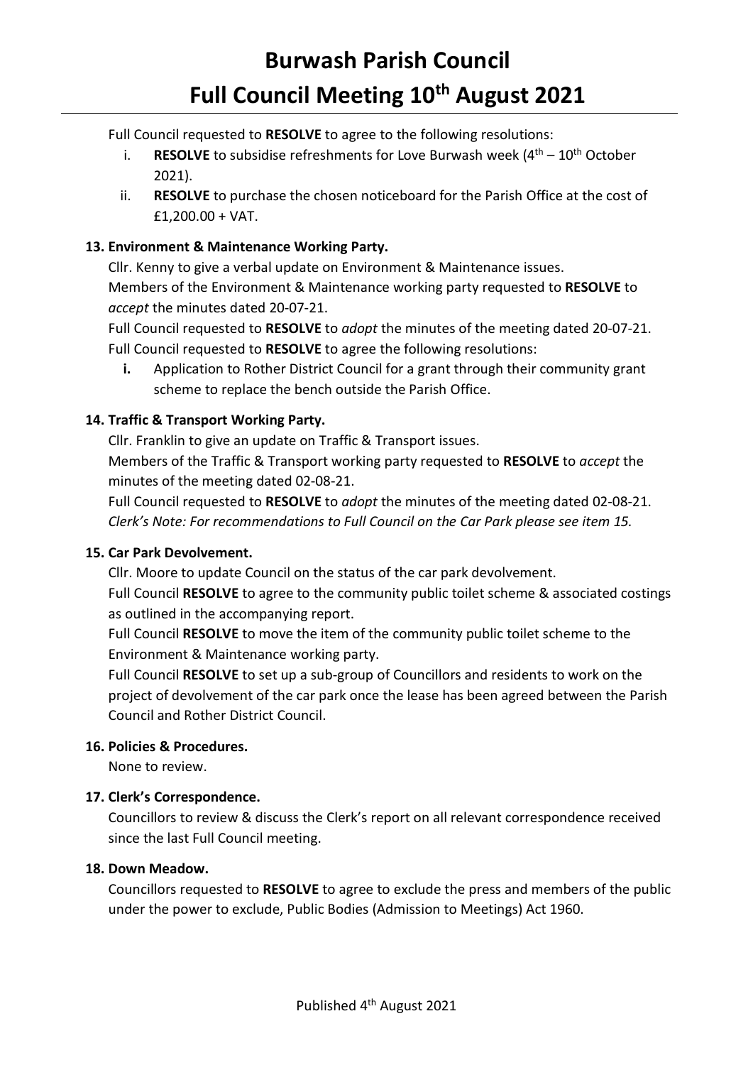Full Council requested to **RESOLVE** to agree to the following resolutions:

i. **RESOLVE** to subsidise refreshments for Love Burwash week (4th – 10th October 2021).
ii. **RESOLVE** to purchase the chosen noticeboard for the Parish Office at the cost of £1,200.00 + VAT.

**13. Environment & Maintenance Working Party.**

Cllr. Kenny to give a verbal update on Environment & Maintenance issues.
Members of the Environment & Maintenance working party requested to **RESOLVE** to *accept* the minutes dated 20-07-21.
Full Council requested to **RESOLVE** to *adopt* the minutes of the meeting dated 20-07-21.
Full Council requested to **RESOLVE** to agree the following resolutions:

**i.** Application to Rother District Council for a grant through their community grant scheme to replace the bench outside the Parish Office.

**14. Traffic & Transport Working Party.**

Cllr. Franklin to give an update on Traffic & Transport issues.
Members of the Traffic & Transport working party requested to **RESOLVE** to *accept* the minutes of the meeting dated 02-08-21.
Full Council requested to **RESOLVE** to *adopt* the minutes of the meeting dated 02-08-21.
*Clerk's Note: For recommendations to Full Council on the Car Park please see item 15.*

**15. Car Park Devolvement.**

Cllr. Moore to update Council on the status of the car park devolvement.
Full Council **RESOLVE** to agree to the community public toilet scheme & associated costings as outlined in the accompanying report.
Full Council **RESOLVE** to move the item of the community public toilet scheme to the Environment & Maintenance working party.
Full Council **RESOLVE** to set up a sub-group of Councillors and residents to work on the project of devolvement of the car park once the lease has been agreed between the Parish Council and Rother District Council.

**16. Policies & Procedures.**

None to review.

**17. Clerk's Correspondence.**

Councillors to review & discuss the Clerk's report on all relevant correspondence received since the last Full Council meeting.

**18. Down Meadow.**

Councillors requested to **RESOLVE** to agree to exclude the press and members of the public under the power to exclude, Public Bodies (Admission to Meetings) Act 1960.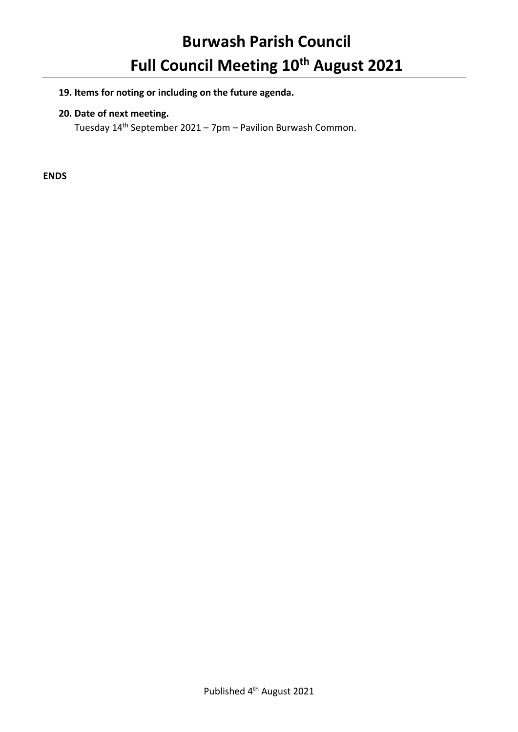**19. Items for noting or including on the future agenda.**

**20. Date of next meeting.**

Tuesday 14th September 2021 – 7pm – Pavilion Burwash Common.

**ENDS**

Published 4th August 2021